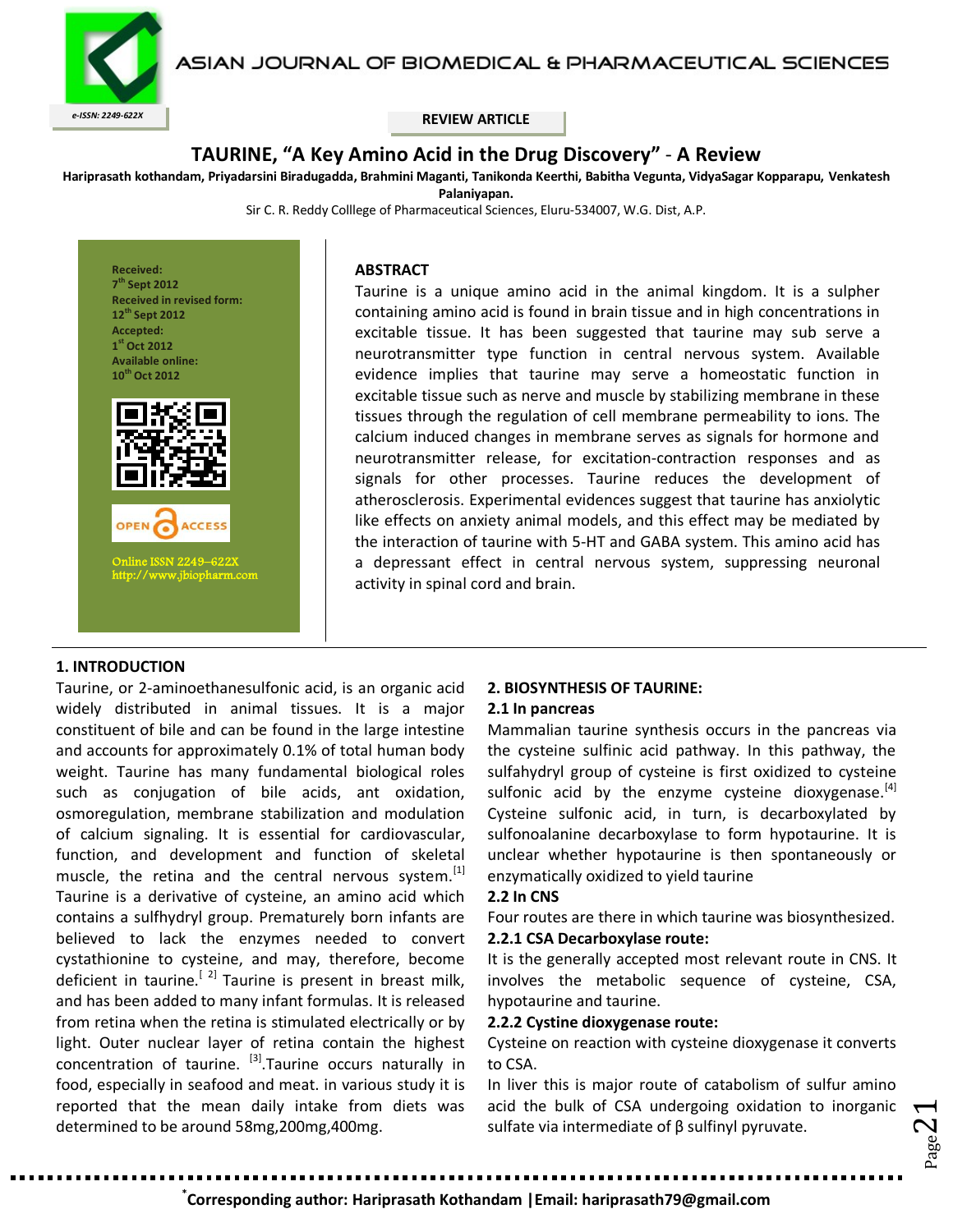ASIAN JOURNAL OF BIOMEDICAL & PHARMACEUTICAL SCIENCES

e-ISSN: 2249-622X

REVIEW ARTICLE

# TAURINE, "A Key Amino Acid in the Drug Discovery" - A Review

**Hariprasath kothandam, Priyadarsini Biradugadda, Brahmini Maganti, Tanikonda Keerthi, Babitha Vegunta, VidyaSagar Kopparapu, Venkatesh Palaniyapan.**

Sir C. R. Reddy Colllege of Pharmaceutical Sciences, Eluru-534007, W.G. Dist, A.P.

**Received:** 7th Sept 2012
**Received in revised form:** 12th Sept 2012
**Accepted:** 1st Oct 2012
**Available online:** 10th Oct 2012

OPEN ACCESS

Online ISSN 2249–622X
http://www.jbiopharm.com

## ABSTRACT

Taurine is a unique amino acid in the animal kingdom. It is a sulpher containing amino acid is found in brain tissue and in high concentrations in excitable tissue. It has been suggested that taurine may sub serve a neurotransmitter type function in central nervous system. Available evidence implies that taurine may serve a homeostatic function in excitable tissue such as nerve and muscle by stabilizing membrane in these tissues through the regulation of cell membrane permeability to ions. The calcium induced changes in membrane serves as signals for hormone and neurotransmitter release, for excitation-contraction responses and as signals for other processes. Taurine reduces the development of atherosclerosis. Experimental evidences suggest that taurine has anxiolytic like effects on anxiety animal models, and this effect may be mediated by the interaction of taurine with 5-HT and GABA system. This amino acid has a depressant effect in central nervous system, suppressing neuronal activity in spinal cord and brain.

## 1. INTRODUCTION

Taurine, or 2-aminoethanesulfonic acid, is an organic acid widely distributed in animal tissues. It is a major constituent of bile and can be found in the large intestine and accounts for approximately 0.1% of total human body weight. Taurine has many fundamental biological roles such as conjugation of bile acids, ant oxidation, osmoregulation, membrane stabilization and modulation of calcium signaling. It is essential for cardiovascular, function, and development and function of skeletal muscle, the retina and the central nervous system.[1] Taurine is a derivative of cysteine, an amino acid which contains a sulfhydryl group. Prematurely born infants are believed to lack the enzymes needed to convert cystathionine to cysteine, and may, therefore, become deficient in taurine.[2] Taurine is present in breast milk, and has been added to many infant formulas. It is released from retina when the retina is stimulated electrically or by light. Outer nuclear layer of retina contain the highest concentration of taurine. [3].Taurine occurs naturally in food, especially in seafood and meat. in various study it is reported that the mean daily intake from diets was determined to be around 58mg,200mg,400mg.

## 2. BIOSYNTHESIS OF TAURINE:

### 2.1 In pancreas

Mammalian taurine synthesis occurs in the pancreas via the cysteine sulfinic acid pathway. In this pathway, the sulfahydryl group of cysteine is first oxidized to cysteine sulfonic acid by the enzyme cysteine dioxygenase.[4] Cysteine sulfonic acid, in turn, is decarboxylated by sulfonoalanine decarboxylase to form hypotaurine. It is unclear whether hypotaurine is then spontaneously or enzymatically oxidized to yield taurine

### 2.2 In CNS

Four routes are there in which taurine was biosynthesized.

#### 2.2.1 CSA Decarboxylase route:

It is the generally accepted most relevant route in CNS. It involves the metabolic sequence of cysteine, CSA, hypotaurine and taurine.

#### 2.2.2 Cystine dioxygenase route:

Cysteine on reaction with cysteine dioxygenase it converts to CSA.

In liver this is major route of catabolism of sulfur amino acid the bulk of CSA undergoing oxidation to inorganic sulfate via intermediate of β sulfinyl pyruvate.

*Corresponding author: Hariprasath Kothandam | Email: hariprasath79@gmail.com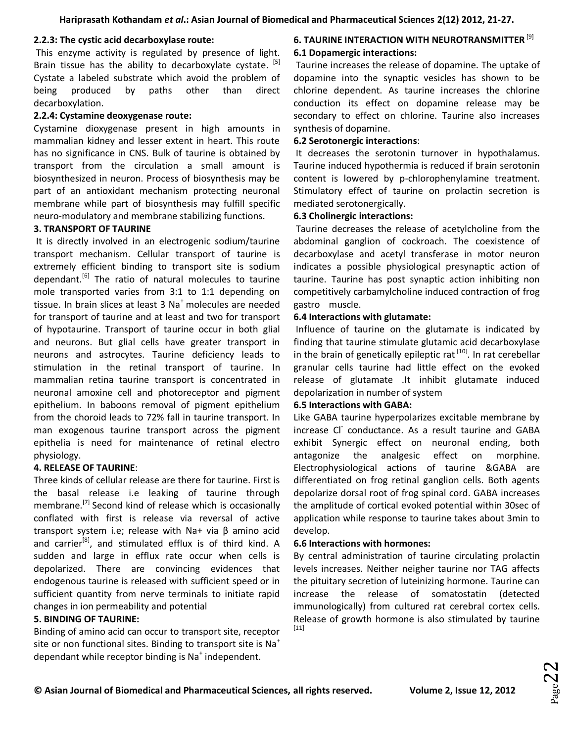#### 2.2.3: The cystic acid decarboxylase route:

This enzyme activity is regulated by presence of light. Brain tissue has the ability to decarboxylate cystate. [5] Cystate a labeled substrate which avoid the problem of being produced by paths other than direct decarboxylation.

#### 2.2.4: Cystamine deoxygenase route:

Cystamine dioxygenase present in high amounts in mammalian kidney and lesser extent in heart. This route has no significance in CNS. Bulk of taurine is obtained by transport from the circulation a small amount is biosynthesized in neuron. Process of biosynthesis may be part of an antioxidant mechanism protecting neuronal membrane while part of biosynthesis may fulfill specific neuro-modulatory and membrane stabilizing functions.

### 3. TRANSPORT OF TAURINE

It is directly involved in an electrogenic sodium/taurine transport mechanism. Cellular transport of taurine is extremely efficient binding to transport site is sodium dependant.[6] The ratio of natural molecules to taurine mole transported varies from 3:1 to 1:1 depending on tissue. In brain slices at least 3 $Na^+$ molecules are needed for transport of taurine and at least and two for transport of hypotaurine. Transport of taurine occur in both glial and neurons. But glial cells have greater transport in neurons and astrocytes. Taurine deficiency leads to stimulation in the retinal transport of taurine. In mammalian retina taurine transport is concentrated in neuronal amoxine cell and photoreceptor and pigment epithelium. In baboons removal of pigment epithelium from the choroid leads to 72% fall in taurine transport. In man exogenous taurine transport across the pigment epithelia is need for maintenance of retinal electro physiology.

### 4. RELEASE OF TAURINE:

Three kinds of cellular release are there for taurine. First is the basal release i.e leaking of taurine through membrane.[7] Second kind of release which is occasionally conflated with first is release via reversal of active transport system i.e; release with Na+ via β amino acid and carrier[8], and stimulated efflux is of third kind. A sudden and large in efflux rate occur when cells is depolarized. There are convincing evidences that endogenous taurine is released with sufficient speed or in sufficient quantity from nerve terminals to initiate rapid changes in ion permeability and potential

### 5. BINDING OF TAURINE:

Binding of amino acid can occur to transport site, receptor site or non functional sites. Binding to transport site is $Na^+$ dependant while receptor binding is $Na^+$ independent.

### 6. TAURINE INTERACTION WITH NEUROTRANSMITTER [9]

#### 6.1 Dopamergic interactions:

Taurine increases the release of dopamine. The uptake of dopamine into the synaptic vesicles has shown to be chlorine dependent. As taurine increases the chlorine conduction its effect on dopamine release may be secondary to effect on chlorine. Taurine also increases synthesis of dopamine.

#### 6.2 Serotonergic interactions:

It decreases the serotonin turnover in hypothalamus. Taurine induced hypothermia is reduced if brain serotonin content is lowered by p-chlorophenylamine treatment. Stimulatory effect of taurine on prolactin secretion is mediated serotonergically.

#### 6.3 Cholinergic interactions:

Taurine decreases the release of acetylcholine from the abdominal ganglion of cockroach. The coexistence of decarboxylase and acetyl transferase in motor neuron indicates a possible physiological presynaptic action of taurine. Taurine has post synaptic action inhibiting non competitively carbamylcholine induced contraction of frog gastro muscle.

#### 6.4 Interactions with glutamate:

Influence of taurine on the glutamate is indicated by finding that taurine stimulate glutamic acid decarboxylase in the brain of genetically epileptic rat [10]. In rat cerebellar granular cells taurine had little effect on the evoked release of glutamate .It inhibit glutamate induced depolarization in number of system

#### 6.5 Interactions with GABA:

Like GABA taurine hyperpolarizes excitable membrane by increase $Cl^-$ conductance. As a result taurine and GABA exhibit Synergic effect on neuronal ending, both antagonize the analgesic effect on morphine. Electrophysiological actions of taurine &GABA are differentiated on frog retinal ganglion cells. Both agents depolarize dorsal root of frog spinal cord. GABA increases the amplitude of cortical evoked potential within 30sec of application while response to taurine takes about 3min to develop.

#### 6.6 Interactions with hormones:

By central administration of taurine circulating prolactin levels increases. Neither neigher taurine nor TAG affects the pituitary secretion of luteinizing hormone. Taurine can increase the release of somatostatin (detected immunologically) from cultured rat cerebral cortex cells. Release of growth hormone is also stimulated by taurine [11]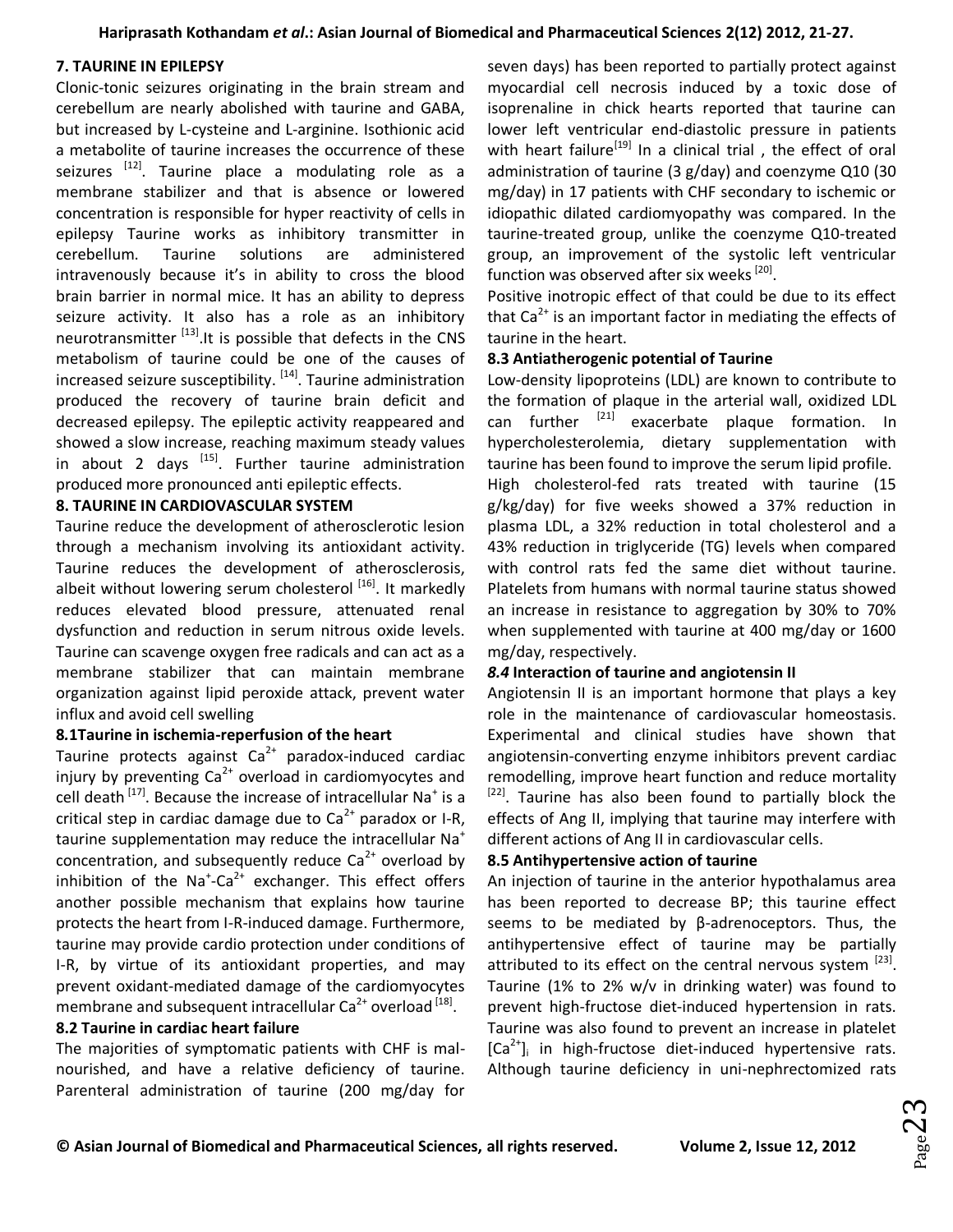## 7. TAURINE IN EPILEPSY

Clonic-tonic seizures originating in the brain stream and cerebellum are nearly abolished with taurine and GABA, but increased by L-cysteine and L-arginine. Isothionic acid a metabolite of taurine increases the occurrence of these seizures [12]. Taurine place a modulating role as a membrane stabilizer and that is absence or lowered concentration is responsible for hyper reactivity of cells in epilepsy Taurine works as inhibitory transmitter in cerebellum. Taurine solutions are administered intravenously because it's in ability to cross the blood brain barrier in normal mice. It has an ability to depress seizure activity. It also has a role as an inhibitory neurotransmitter [13].It is possible that defects in the CNS metabolism of taurine could be one of the causes of increased seizure susceptibility. [14]. Taurine administration produced the recovery of taurine brain deficit and decreased epilepsy. The epileptic activity reappeared and showed a slow increase, reaching maximum steady values in about 2 days [15]. Further taurine administration produced more pronounced anti epileptic effects.

## 8. TAURINE IN CARDIOVASCULAR SYSTEM

Taurine reduce the development of atherosclerotic lesion through a mechanism involving its antioxidant activity. Taurine reduces the development of atherosclerosis, albeit without lowering serum cholesterol [16]. It markedly reduces elevated blood pressure, attenuated renal dysfunction and reduction in serum nitrous oxide levels. Taurine can scavenge oxygen free radicals and can act as a membrane stabilizer that can maintain membrane organization against lipid peroxide attack, prevent water influx and avoid cell swelling

### 8.1Taurine in ischemia-reperfusion of the heart

Taurine protects against $Ca^{2+}$ paradox-induced cardiac injury by preventing $Ca^{2+}$ overload in cardiomyocytes and cell death [17]. Because the increase of intracellular $Na^{+}$ is a critical step in cardiac damage due to $Ca^{2+}$ paradox or I-R, taurine supplementation may reduce the intracellular $Na^{+}$ concentration, and subsequently reduce $Ca^{2+}$ overload by inhibition of the $Na^{+}$-$Ca^{2+}$ exchanger. This effect offers another possible mechanism that explains how taurine protects the heart from I-R-induced damage. Furthermore, taurine may provide cardio protection under conditions of I-R, by virtue of its antioxidant properties, and may prevent oxidant-mediated damage of the cardiomyocytes membrane and subsequent intracellular $Ca^{2+}$ overload [18].

### 8.2 Taurine in cardiac heart failure

The majorities of symptomatic patients with CHF is malnourished, and have a relative deficiency of taurine. Parenteral administration of taurine (200 mg/day for seven days) has been reported to partially protect against myocardial cell necrosis induced by a toxic dose of isoprenaline in chick hearts reported that taurine can lower left ventricular end-diastolic pressure in patients with heart failure[19] In a clinical trial , the effect of oral administration of taurine (3 g/day) and coenzyme Q10 (30 mg/day) in 17 patients with CHF secondary to ischemic or idiopathic dilated cardiomyopathy was compared. In the taurine-treated group, unlike the coenzyme Q10-treated group, an improvement of the systolic left ventricular function was observed after six weeks [20].

Positive inotropic effect of that could be due to its effect that $Ca^{2+}$ is an important factor in mediating the effects of taurine in the heart.

### 8.3 Antiatherogenic potential of Taurine

Low-density lipoproteins (LDL) are known to contribute to the formation of plaque in the arterial wall, oxidized LDL can further [21] exacerbate plaque formation. In hypercholesterolemia, dietary supplementation with taurine has been found to improve the serum lipid profile.

High cholesterol-fed rats treated with taurine (15 g/kg/day) for five weeks showed a 37% reduction in plasma LDL, a 32% reduction in total cholesterol and a 43% reduction in triglyceride (TG) levels when compared with control rats fed the same diet without taurine. Platelets from humans with normal taurine status showed an increase in resistance to aggregation by 30% to 70% when supplemented with taurine at 400 mg/day or 1600 mg/day, respectively.

### *8.4* Interaction of taurine and angiotensin II

Angiotensin II is an important hormone that plays a key role in the maintenance of cardiovascular homeostasis. Experimental and clinical studies have shown that angiotensin-converting enzyme inhibitors prevent cardiac remodelling, improve heart function and reduce mortality [22]. Taurine has also been found to partially block the effects of Ang II, implying that taurine may interfere with different actions of Ang II in cardiovascular cells.

### 8.5 Antihypertensive action of taurine

An injection of taurine in the anterior hypothalamus area has been reported to decrease BP; this taurine effect seems to be mediated by β-adrenoceptors. Thus, the antihypertensive effect of taurine may be partially attributed to its effect on the central nervous system [23]. Taurine (1% to 2% w/v in drinking water) was found to prevent high-fructose diet-induced hypertension in rats. Taurine was also found to prevent an increase in platelet $[Ca^{2+}]_i$ in high-fructose diet-induced hypertensive rats. Although taurine deficiency in uni-nephrectomized rats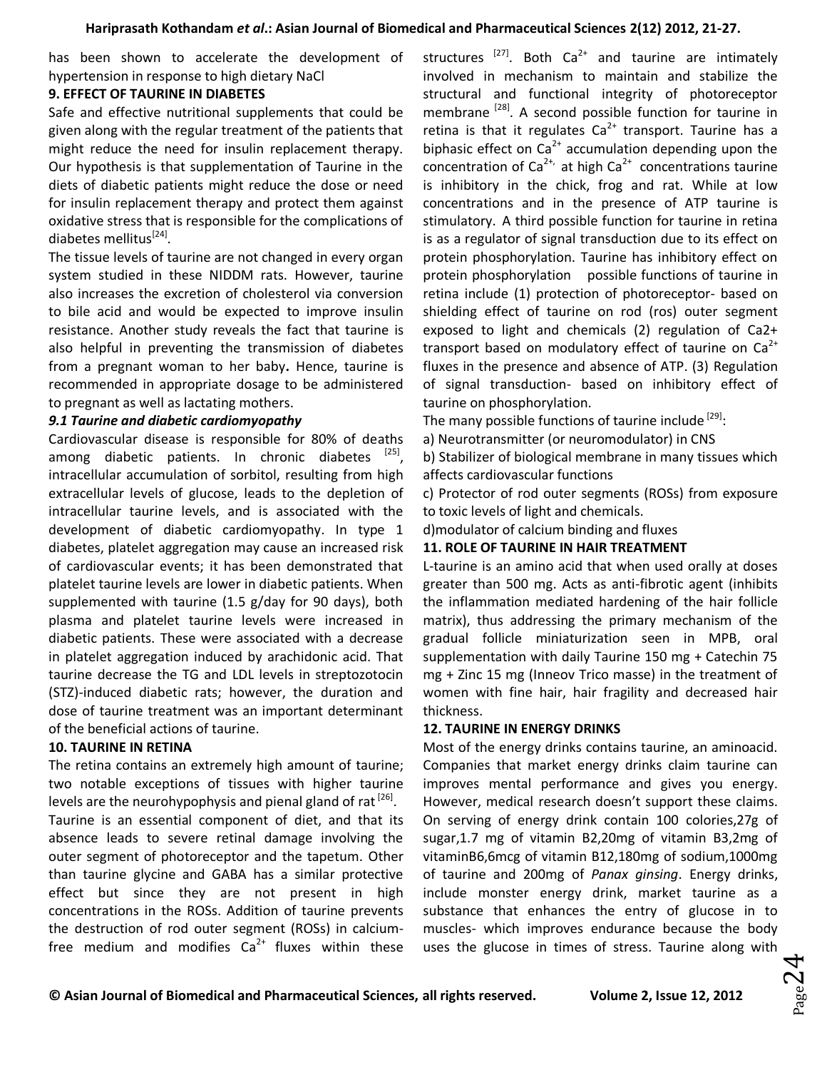has been shown to accelerate the development of hypertension in response to high dietary NaCl

### 9. EFFECT OF TAURINE IN DIABETES

Safe and effective nutritional supplements that could be given along with the regular treatment of the patients that might reduce the need for insulin replacement therapy. Our hypothesis is that supplementation of Taurine in the diets of diabetic patients might reduce the dose or need for insulin replacement therapy and protect them against oxidative stress that is responsible for the complications of diabetes mellitus[24].

The tissue levels of taurine are not changed in every organ system studied in these NIDDM rats. However, taurine also increases the excretion of cholesterol via conversion to bile acid and would be expected to improve insulin resistance. Another study reveals the fact that taurine is also helpful in preventing the transmission of diabetes from a pregnant woman to her baby**.** Hence, taurine is recommended in appropriate dosage to be administered to pregnant as well as lactating mothers.

#### *9.1 Taurine and diabetic cardiomyopathy*

Cardiovascular disease is responsible for 80% of deaths among diabetic patients. In chronic diabetes [25], intracellular accumulation of sorbitol, resulting from high extracellular levels of glucose, leads to the depletion of intracellular taurine levels, and is associated with the development of diabetic cardiomyopathy. In type 1 diabetes, platelet aggregation may cause an increased risk of cardiovascular events; it has been demonstrated that platelet taurine levels are lower in diabetic patients. When supplemented with taurine (1.5 g/day for 90 days), both plasma and platelet taurine levels were increased in diabetic patients. These were associated with a decrease in platelet aggregation induced by arachidonic acid. That taurine decrease the TG and LDL levels in streptozotocin (STZ)-induced diabetic rats; however, the duration and dose of taurine treatment was an important determinant of the beneficial actions of taurine.

### 10. TAURINE IN RETINA

The retina contains an extremely high amount of taurine; two notable exceptions of tissues with higher taurine levels are the neurohypophysis and pienal gland of rat [26].

Taurine is an essential component of diet, and that its absence leads to severe retinal damage involving the outer segment of photoreceptor and the tapetum. Other than taurine glycine and GABA has a similar protective effect but since they are not present in high concentrations in the ROSs. Addition of taurine prevents the destruction of rod outer segment (ROSs) in calcium-free medium and modifies $Ca^{2+}$ fluxes within these structures [27]. Both $Ca^{2+}$ and taurine are intimately involved in mechanism to maintain and stabilize the structural and functional integrity of photoreceptor membrane [28]. A second possible function for taurine in retina is that it regulates $Ca^{2+}$ transport. Taurine has a biphasic effect on $Ca^{2+}$ accumulation depending upon the concentration of $Ca^{2+}$, at high $Ca^{2+}$ concentrations taurine is inhibitory in the chick, frog and rat. While at low concentrations and in the presence of ATP taurine is stimulatory. A third possible function for taurine in retina is as a regulator of signal transduction due to its effect on protein phosphorylation. Taurine has inhibitory effect on protein phosphorylation possible functions of taurine in retina include (1) protection of photoreceptor- based on shielding effect of taurine on rod (ros) outer segment exposed to light and chemicals (2) regulation of Ca2+ transport based on modulatory effect of taurine on $Ca^{2+}$ fluxes in the presence and absence of ATP. (3) Regulation of signal transduction- based on inhibitory effect of taurine on phosphorylation.

The many possible functions of taurine include [29]:

a) Neurotransmitter (or neuromodulator) in CNS

b) Stabilizer of biological membrane in many tissues which affects cardiovascular functions

c) Protector of rod outer segments (ROSs) from exposure to toxic levels of light and chemicals.

d)modulator of calcium binding and fluxes

### 11. ROLE OF TAURINE IN HAIR TREATMENT

L-taurine is an amino acid that when used orally at doses greater than 500 mg. Acts as anti-fibrotic agent (inhibits the inflammation mediated hardening of the hair follicle matrix), thus addressing the primary mechanism of the gradual follicle miniaturization seen in MPB, oral supplementation with daily Taurine 150 mg + Catechin 75 mg + Zinc 15 mg (Inneov Trico masse) in the treatment of women with fine hair, hair fragility and decreased hair thickness.

### 12. TAURINE IN ENERGY DRINKS

Most of the energy drinks contains taurine, an aminoacid. Companies that market energy drinks claim taurine can improves mental performance and gives you energy. However, medical research doesn't support these claims. On serving of energy drink contain 100 colories,27g of sugar,1.7 mg of vitamin B2,20mg of vitamin B3,2mg of vitaminB6,6mcg of vitamin B12,180mg of sodium,1000mg of taurine and 200mg of *Panax ginsing*. Energy drinks, include monster energy drink, market taurine as a substance that enhances the entry of glucose in to muscles- which improves endurance because the body uses the glucose in times of stress. Taurine along with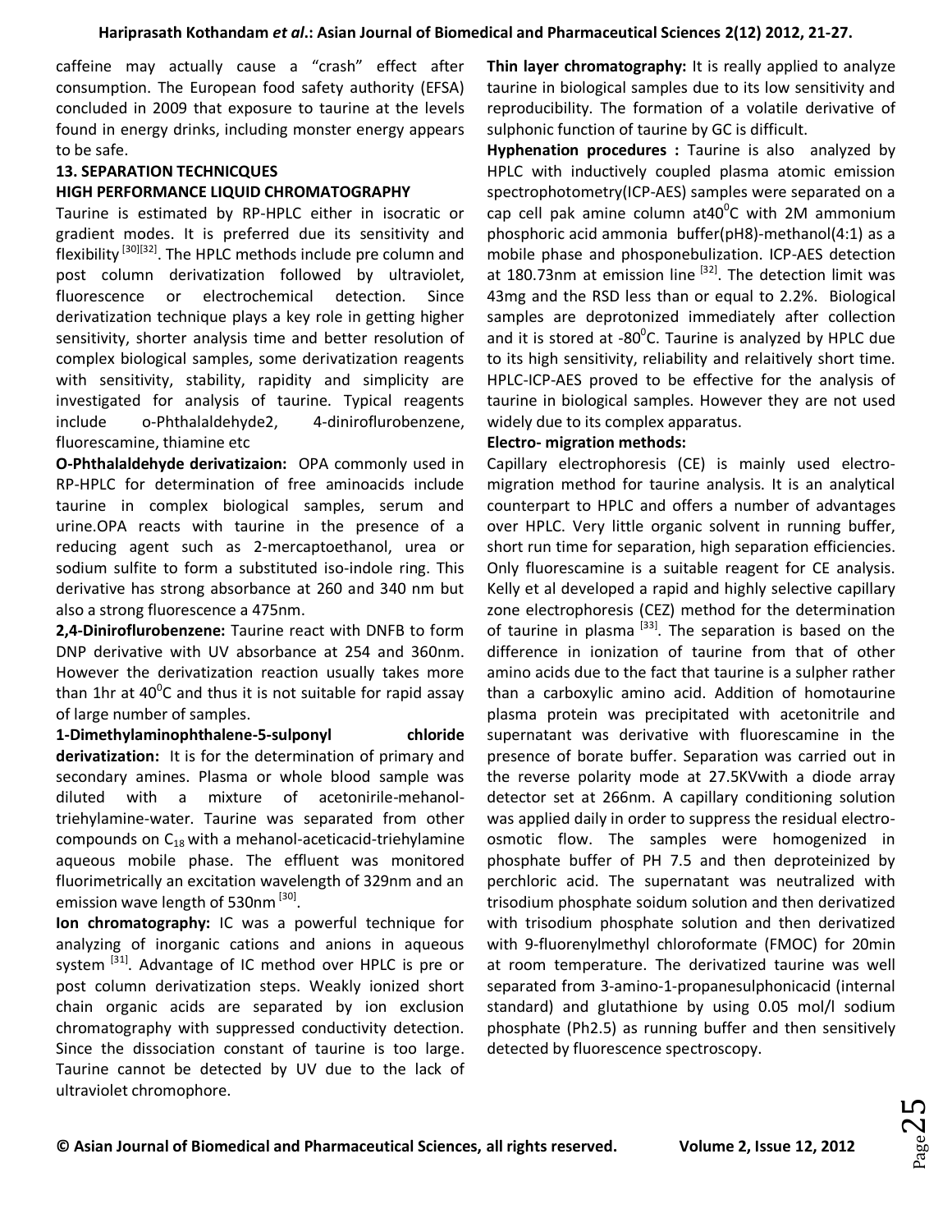caffeine may actually cause a "crash" effect after consumption. The European food safety authority (EFSA) concluded in 2009 that exposure to taurine at the levels found in energy drinks, including monster energy appears to be safe.

## 13. SEPARATION TECHNICQUES

### HIGH PERFORMANCE LIQUID CHROMATOGRAPHY

Taurine is estimated by RP-HPLC either in isocratic or gradient modes. It is preferred due its sensitivity and flexibility [30][32]. The HPLC methods include pre column and post column derivatization followed by ultraviolet, fluorescence or electrochemical detection. Since derivatization technique plays a key role in getting higher sensitivity, shorter analysis time and better resolution of complex biological samples, some derivatization reagents with sensitivity, stability, rapidity and simplicity are investigated for analysis of taurine. Typical reagents include o-Phthalaldehyde2, 4-diniroflurobenzene, fluorescamine, thiamine etc

**O-Phthalaldehyde derivatizaion:** OPA commonly used in RP-HPLC for determination of free aminoacids include taurine in complex biological samples, serum and urine.OPA reacts with taurine in the presence of a reducing agent such as 2-mercaptoethanol, urea or sodium sulfite to form a substituted iso-indole ring. This derivative has strong absorbance at 260 and 340 nm but also a strong fluorescence a 475nm.

**2,4-Diniroflurobenzene:** Taurine react with DNFB to form DNP derivative with UV absorbance at 254 and 360nm. However the derivatization reaction usually takes more than 1hr at 40$^0$C and thus it is not suitable for rapid assay of large number of samples.

**1-Dimethylaminophthalene-5-sulponyl chloride derivatization:** It is for the determination of primary and secondary amines. Plasma or whole blood sample was diluted with a mixture of acetonirile-mehanol-triehylamine-water. Taurine was separated from other compounds on $C_{18}$ with a mehanol-aceticacid-triehylamine aqueous mobile phase. The effluent was monitored fluorimetrically an excitation wavelength of 329nm and an emission wave length of 530nm [30].

**Ion chromatography:** IC was a powerful technique for analyzing of inorganic cations and anions in aqueous system [31]. Advantage of IC method over HPLC is pre or post column derivatization steps. Weakly ionized short chain organic acids are separated by ion exclusion chromatography with suppressed conductivity detection. Since the dissociation constant of taurine is too large. Taurine cannot be detected by UV due to the lack of ultraviolet chromophore.

**Thin layer chromatography:** It is really applied to analyze taurine in biological samples due to its low sensitivity and reproducibility. The formation of a volatile derivative of sulphonic function of taurine by GC is difficult.

**Hyphenation procedures :** Taurine is also analyzed by HPLC with inductively coupled plasma atomic emission spectrophotometry(ICP-AES) samples were separated on a cap cell pak amine column at40$^0$C with 2M ammonium phosphoric acid ammonia buffer(pH8)-methanol(4:1) as a mobile phase and phosponebulization. ICP-AES detection at 180.73nm at emission line [32]. The detection limit was 43mg and the RSD less than or equal to 2.2%. Biological samples are deprotonized immediately after collection and it is stored at -80$^0$C. Taurine is analyzed by HPLC due to its high sensitivity, reliability and relaitively short time. HPLC-ICP-AES proved to be effective for the analysis of taurine in biological samples. However they are not used widely due to its complex apparatus.

**Electro- migration methods:**

Capillary electrophoresis (CE) is mainly used electro-migration method for taurine analysis. It is an analytical counterpart to HPLC and offers a number of advantages over HPLC. Very little organic solvent in running buffer, short run time for separation, high separation efficiencies. Only fluorescamine is a suitable reagent for CE analysis. Kelly et al developed a rapid and highly selective capillary zone electrophoresis (CEZ) method for the determination of taurine in plasma [33]. The separation is based on the difference in ionization of taurine from that of other amino acids due to the fact that taurine is a sulpher rather than a carboxylic amino acid. Addition of homotaurine plasma protein was precipitated with acetonitrile and supernatant was derivative with fluorescamine in the presence of borate buffer. Separation was carried out in the reverse polarity mode at 27.5KVwith a diode array detector set at 266nm. A capillary conditioning solution was applied daily in order to suppress the residual electro-osmotic flow. The samples were homogenized in phosphate buffer of PH 7.5 and then deproteinized by perchloric acid. The supernatant was neutralized with trisodium phosphate soidum solution and then derivatized with trisodium phosphate solution and then derivatized with 9-fluorenylmethyl chloroformate (FMOC) for 20min at room temperature. The derivatized taurine was well separated from 3-amino-1-propanesulphonicacid (internal standard) and glutathione by using 0.05 mol/l sodium phosphate (Ph2.5) as running buffer and then sensitively detected by fluorescence spectroscopy.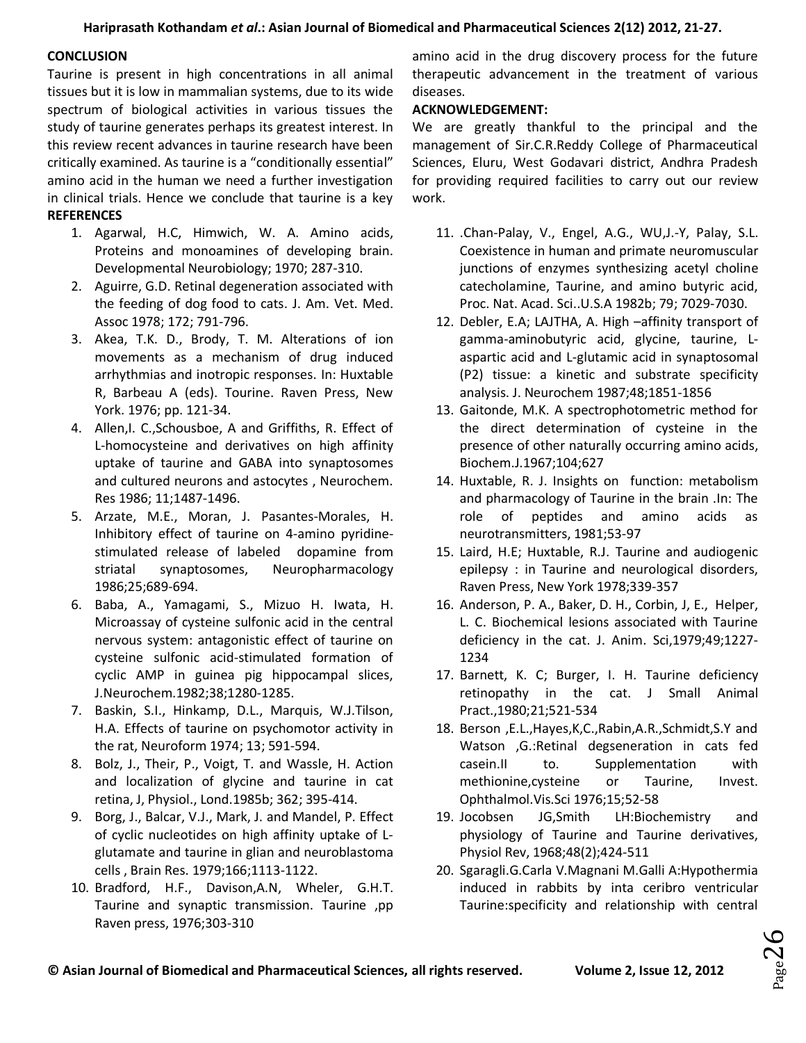## CONCLUSION

Taurine is present in high concentrations in all animal tissues but it is low in mammalian systems, due to its wide spectrum of biological activities in various tissues the study of taurine generates perhaps its greatest interest. In this review recent advances in taurine research have been critically examined. As taurine is a "conditionally essential" amino acid in the human we need a further investigation in clinical trials. Hence we conclude that taurine is a key amino acid in the drug discovery process for the future therapeutic advancement in the treatment of various diseases.

## ACKNOWLEDGEMENT:

We are greatly thankful to the principal and the management of Sir.C.R.Reddy College of Pharmaceutical Sciences, Eluru, West Godavari district, Andhra Pradesh for providing required facilities to carry out our review work.

## REFERENCES

1. Agarwal, H.C, Himwich, W. A. Amino acids, Proteins and monoamines of developing brain. Developmental Neurobiology; 1970; 287-310.
2. Aguirre, G.D. Retinal degeneration associated with the feeding of dog food to cats. J. Am. Vet. Med. Assoc 1978; 172; 791-796.
3. Akea, T.K. D., Brody, T. M. Alterations of ion movements as a mechanism of drug induced arrhythmias and inotropic responses. In: Huxtable R, Barbeau A (eds). Tourine. Raven Press, New York. 1976; pp. 121-34.
4. Allen,I. C.,Schousboe, A and Griffiths, R. Effect of L-homocysteine and derivatives on high affinity uptake of taurine and GABA into synaptosomes and cultured neurons and astocytes , Neurochem. Res 1986; 11;1487-1496.
5. Arzate, M.E., Moran, J. Pasantes-Morales, H. Inhibitory effect of taurine on 4-amino pyridine-stimulated release of labeled dopamine from striatal synaptosomes, Neuropharmacology 1986;25;689-694.
6. Baba, A., Yamagami, S., Mizuo H. Iwata, H. Microassay of cysteine sulfonic acid in the central nervous system: antagonistic effect of taurine on cysteine sulfonic acid-stimulated formation of cyclic AMP in guinea pig hippocampal slices, J.Neurochem.1982;38;1280-1285.
7. Baskin, S.I., Hinkamp, D.L., Marquis, W.J.Tilson, H.A. Effects of taurine on psychomotor activity in the rat, Neuroform 1974; 13; 591-594.
8. Bolz, J., Their, P., Voigt, T. and Wassle, H. Action and localization of glycine and taurine in cat retina, J, Physiol., Lond.1985b; 362; 395-414.
9. Borg, J., Balcar, V.J., Mark, J. and Mandel, P. Effect of cyclic nucleotides on high affinity uptake of L-glutamate and taurine in glian and neuroblastoma cells , Brain Res. 1979;166;1113-1122.
10. Bradford, H.F., Davison,A.N, Wheler, G.H.T. Taurine and synaptic transmission. Taurine ,pp Raven press, 1976;303-310
11. .Chan-Palay, V., Engel, A.G., WU,J.-Y, Palay, S.L. Coexistence in human and primate neuromuscular junctions of enzymes synthesizing acetyl choline catecholamine, Taurine, and amino butyric acid, Proc. Nat. Acad. Sci..U.S.A 1982b; 79; 7029-7030.
12. Debler, E.A; LAJTHA, A. High –affinity transport of gamma-aminobutyric acid, glycine, taurine, L-aspartic acid and L-glutamic acid in synaptosomal (P2) tissue: a kinetic and substrate specificity analysis. J. Neurochem 1987;48;1851-1856
13. Gaitonde, M.K. A spectrophotometric method for the direct determination of cysteine in the presence of other naturally occurring amino acids, Biochem.J.1967;104;627
14. Huxtable, R. J. Insights on function: metabolism and pharmacology of Taurine in the brain .In: The role of peptides and amino acids as neurotransmitters, 1981;53-97
15. Laird, H.E; Huxtable, R.J. Taurine and audiogenic epilepsy : in Taurine and neurological disorders, Raven Press, New York 1978;339-357
16. Anderson, P. A., Baker, D. H., Corbin, J, E., Helper, L. C. Biochemical lesions associated with Taurine deficiency in the cat. J. Anim. Sci,1979;49;1227-1234
17. Barnett, K. C; Burger, I. H. Taurine deficiency retinopathy in the cat. J Small Animal Pract.,1980;21;521-534
18. Berson ,E.L.,Hayes,K,C.,Rabin,A.R.,Schmidt,S.Y and Watson ,G.:Retinal degseneration in cats fed casein.II to. Supplementation with methionine,cysteine or Taurine, Invest. Ophthalmol.Vis.Sci 1976;15;52-58
19. Jocobsen JG,Smith LH:Biochemistry and physiology of Taurine and Taurine derivatives, Physiol Rev, 1968;48(2);424-511
20. Sgaragli.G.Carla V.Magnani M.Galli A:Hypothermia induced in rabbits by inta ceribro ventricular Taurine:specificity and relationship with central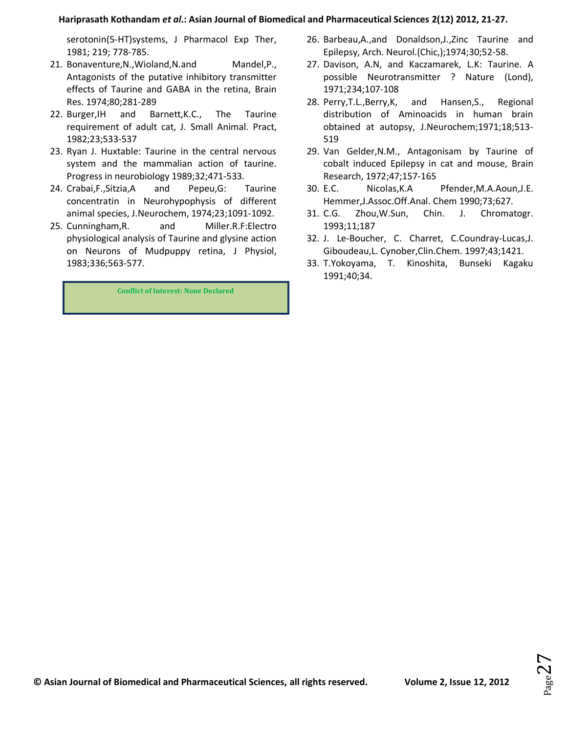serotonin(5-HT)systems, J Pharmacol Exp Ther, 1981; 219; 778-785.

21. Bonaventure,N.,Wioland,N.and Mandel,P., Antagonists of the putative inhibitory transmitter effects of Taurine and GABA in the retina, Brain Res. 1974;80;281-289
22. Burger,IH and Barnett,K.C., The Taurine requirement of adult cat, J. Small Animal. Pract, 1982;23;533-537
23. Ryan J. Huxtable: Taurine in the central nervous system and the mammalian action of taurine. Progress in neurobiology 1989;32;471-533.
24. Crabai,F.,Sitzia,A and Pepeu,G: Taurine concentratin in Neurohypophysis of different animal species, J.Neurochem, 1974;23;1091-1092.
25. Cunningham,R. and Miller.R.F:Electro physiological analysis of Taurine and glysine action on Neurons of Mudpuppy retina, J Physiol, 1983;336;563-577.
26. Barbeau,A.,and Donaldson,J.,Zinc Taurine and Epilepsy, Arch. Neurol.(Chic,);1974;30;52-58.
27. Davison, A.N, and Kaczamarek, L.K: Taurine. A possible Neurotransmitter ? Nature (Lond), 1971;234;107-108
28. Perry,T.L.,Berry,K, and Hansen,S., Regional distribution of Aminoacids in human brain obtained at autopsy, J.Neurochem;1971;18;513-519
29. Van Gelder,N.M., Antagonisam by Taurine of cobalt induced Epilepsy in cat and mouse, Brain Research, 1972;47;157-165
30. E.C. Nicolas,K.A Pfender,M.A.Aoun,J.E. Hemmer,J.Assoc.Off.Anal. Chem 1990;73;627.
31. C.G. Zhou,W.Sun, Chin. J. Chromatogr. 1993;11;187
32. J. Le-Boucher, C. Charret, C.Coundray-Lucas,J. Giboudeau,L. Cynober,Clin.Chem. 1997;43;1421.
33. T.Yokoyama, T. Kinoshita, Bunseki Kagaku 1991;40;34.

**Conflict of Interest: None Declared**